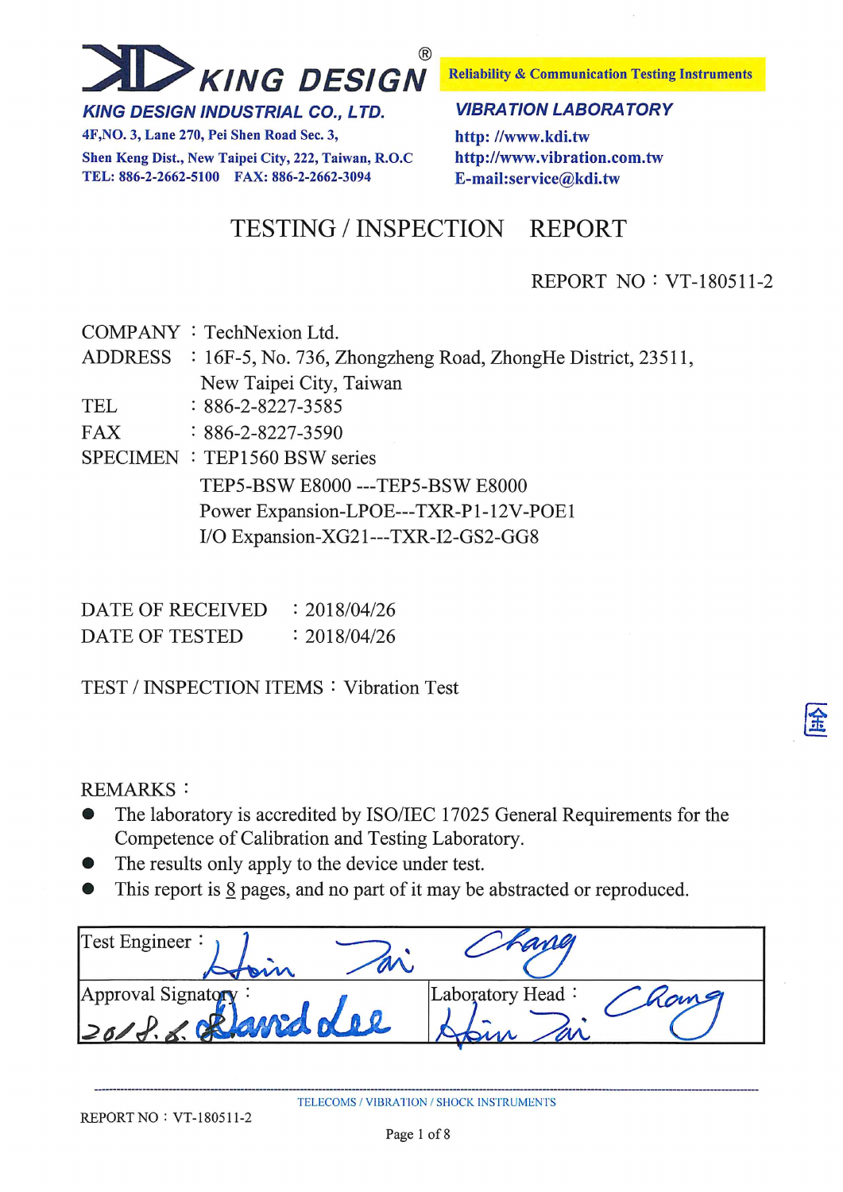**KING DESIGN**®

**Reliability & Communication Testing Instruments**

***KING DESIGN INDUSTRIAL CO., LTD.***

**4F,NO. 3, Lane 270, Pei Shen Road Sec. 3,**
**Shen Keng Dist., New Taipei City, 222, Taiwan, R.O.C**
**TEL: 886-2-2662-5100 FAX: 886-2-2662-3094**

***VIBRATION LABORATORY***

**http: //www.kdi.tw**
**http://www.vibration.com.tw**
**E-mail:service@kdi.tw**

# TESTING / INSPECTION REPORT

REPORT NO：VT-180511-2

COMPANY ：TechNexion Ltd.
ADDRESS ：16F-5, No. 736, Zhongzheng Road, ZhongHe District, 23511, New Taipei City, Taiwan
TEL ：886-2-8227-3585
FAX ：886-2-8227-3590
SPECIMEN ：TEP1560 BSW series
TEP5-BSW E8000 ---TEP5-BSW E8000
Power Expansion-LPOE---TXR-P1-12V-POE1
I/O Expansion-XG21---TXR-I2-GS2-GG8

DATE OF RECEIVED ：2018/04/26
DATE OF TESTED ：2018/04/26

TEST / INSPECTION ITEMS：Vibration Test

REMARKS：

- The laboratory is accredited by ISO/IEC 17025 General Requirements for the Competence of Calibration and Testing Laboratory.
- The results only apply to the device under test.
- This report is 8 pages, and no part of it may be abstracted or reproduced.

| Test Engineer： Hsin Tai Chang | |
|---|---|
| Approval Signatory： 2018.5.8 David Lee | Laboratory Head： Hsin Tai Chang |

TELECOMS / VIBRATION / SHOCK INSTRUMENTS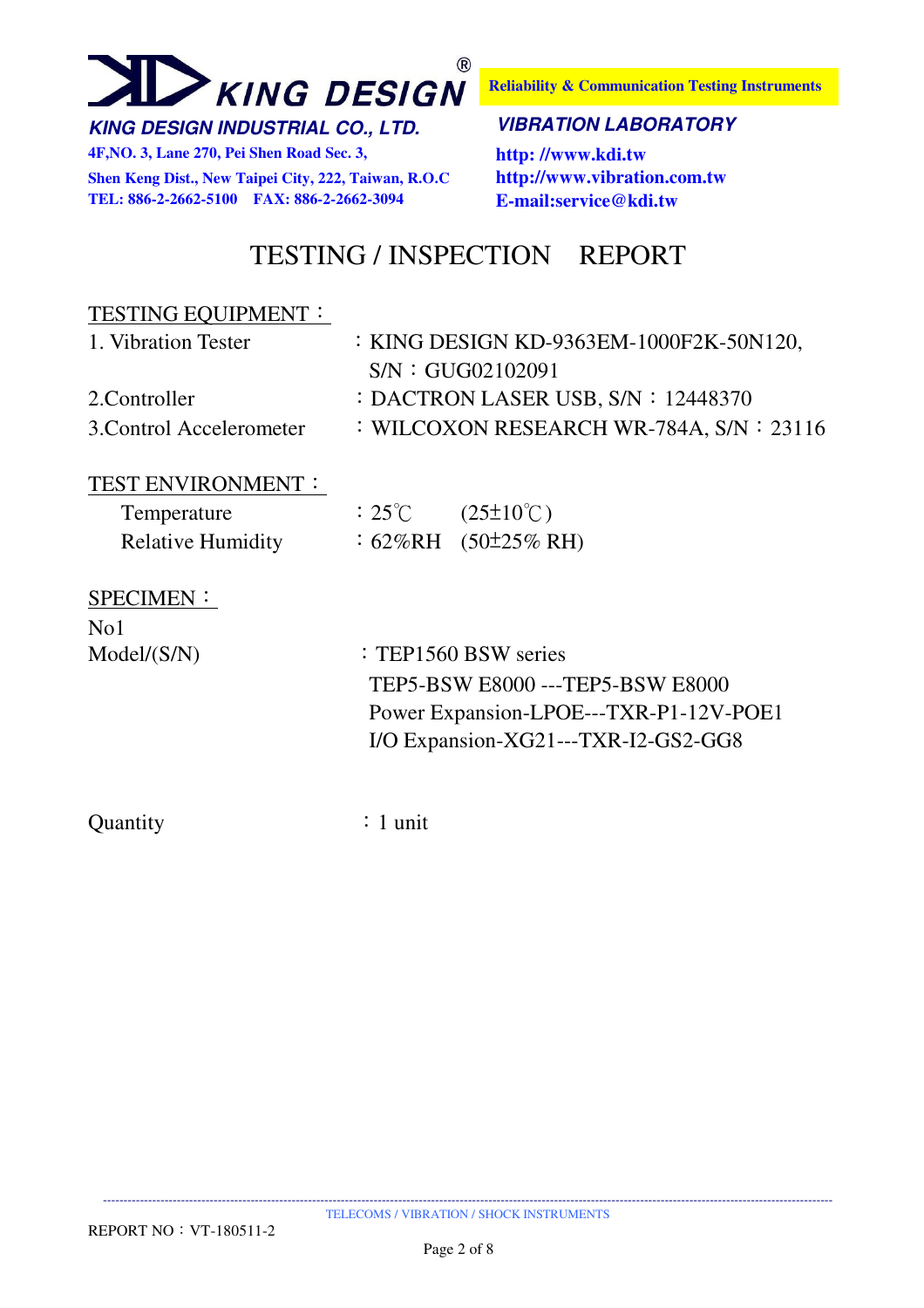**KING DESIGN®**

***KING DESIGN INDUSTRIAL CO., LTD.***

**4F,NO. 3, Lane 270, Pei Shen Road Sec. 3,**
**Shen Keng Dist., New Taipei City, 222, Taiwan, R.O.C**
**TEL: 886-2-2662-5100　FAX: 886-2-2662-3094**

**Reliability & Communication Testing Instruments**

***VIBRATION LABORATORY***

**http: //www.kdi.tw**
**http://www.vibration.com.tw**
**E-mail:service@kdi.tw**

# TESTING / INSPECTION　REPORT

## TESTING EQUIPMENT：

1. Vibration Tester　：KING DESIGN KD-9363EM-1000F2K-50N120, S/N：GUG02102091
2. Controller　：DACTRON LASER USB, S/N：12448370
3. Control Accelerometer　：WILCOXON RESEARCH WR-784A, S/N：23116

## TEST ENVIRONMENT：

Temperature　：25℃　(25±10℃)
Relative Humidity　：62%RH　(50±25% RH)

## SPECIMEN：

No1

Model/(S/N)　：TEP1560 BSW series
TEP5-BSW E8000 ---TEP5-BSW E8000
Power Expansion-LPOE---TXR-P1-12V-POE1
I/O Expansion-XG21---TXR-I2-GS2-GG8

Quantity　：1 unit

TELECOMS / VIBRATION / SHOCK INSTRUMENTS

REPORT NO：VT-180511-2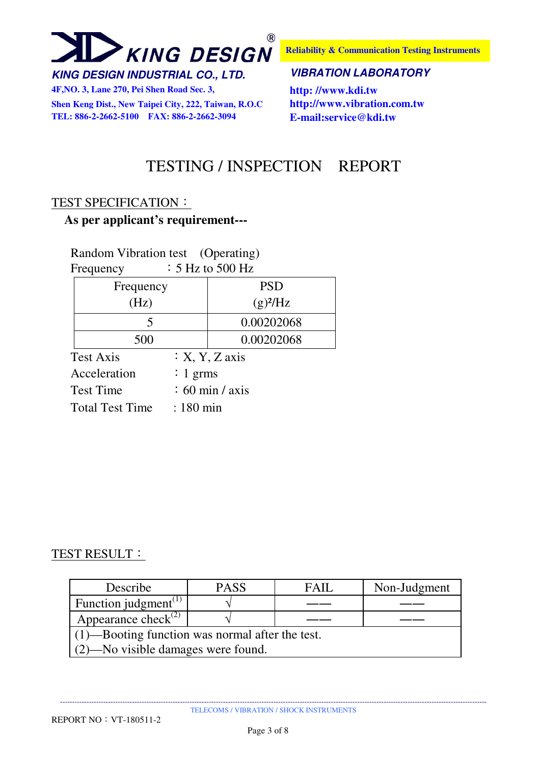**KING DESIGN®**

***KING DESIGN INDUSTRIAL CO., LTD.***

**4F,NO. 3, Lane 270, Pei Shen Road Sec. 3,**
**Shen Keng Dist., New Taipei City, 222, Taiwan, R.O.C**
**TEL: 886-2-2662-5100 FAX: 886-2-2662-3094**

**Reliability & Communication Testing Instruments**

***VIBRATION LABORATORY***

**http: //www.kdi.tw**
**http://www.vibration.com.tw**
**E-mail:service@kdi.tw**

# TESTING / INSPECTION REPORT

## TEST SPECIFICATION：

**As per applicant's requirement---**

Random Vibration test (Operating)

Frequency ：5 Hz to 500 Hz

| Frequency (Hz) | PSD $(g)^2/Hz$ |
|---|---|
| 5 | 0.00202068 |
| 500 | 0.00202068 |

Test Axis ：X, Y, Z axis

Acceleration ：1 grms

Test Time ：60 min / axis

Total Test Time : 180 min

## TEST RESULT：

| Describe | PASS | FAIL | Non-Judgment |
|---|---|---|---|
| Function judgment(1) | √ | —— | —— |
| Appearance check(2) | √ | —— | —— |
| (1)—Booting function was normal after the test.<br>(2)—No visible damages were found. | | | |

TELECOMS / VIBRATION / SHOCK INSTRUMENTS

REPORT NO：VT-180511-2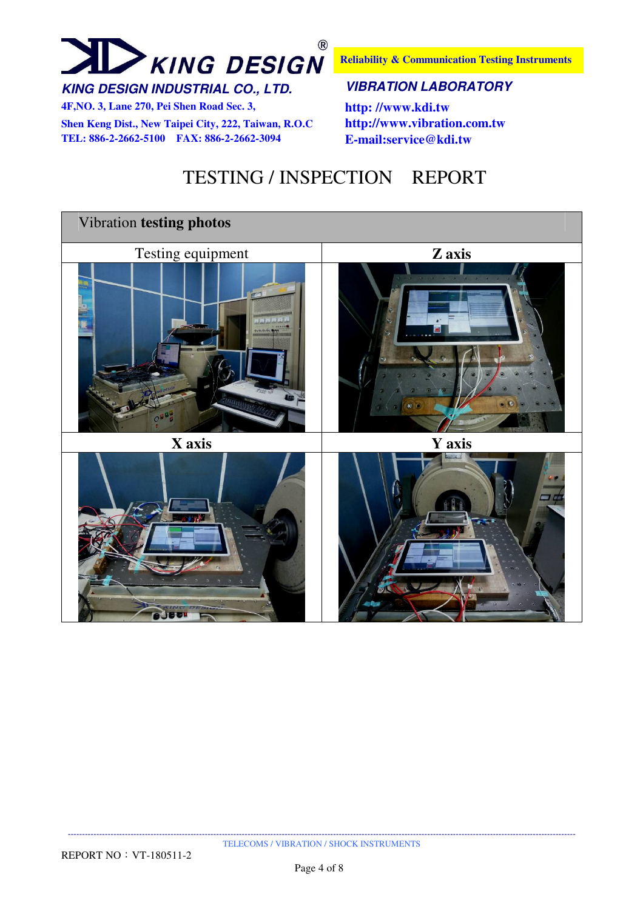# TESTING / INSPECTION REPORT

| Vibration **testing photos** | |
|---|---|
| Testing equipment | **Z axis** |
| | |
| **X axis** | **Y axis** |
| | |

REPORT NO：VT-180511-2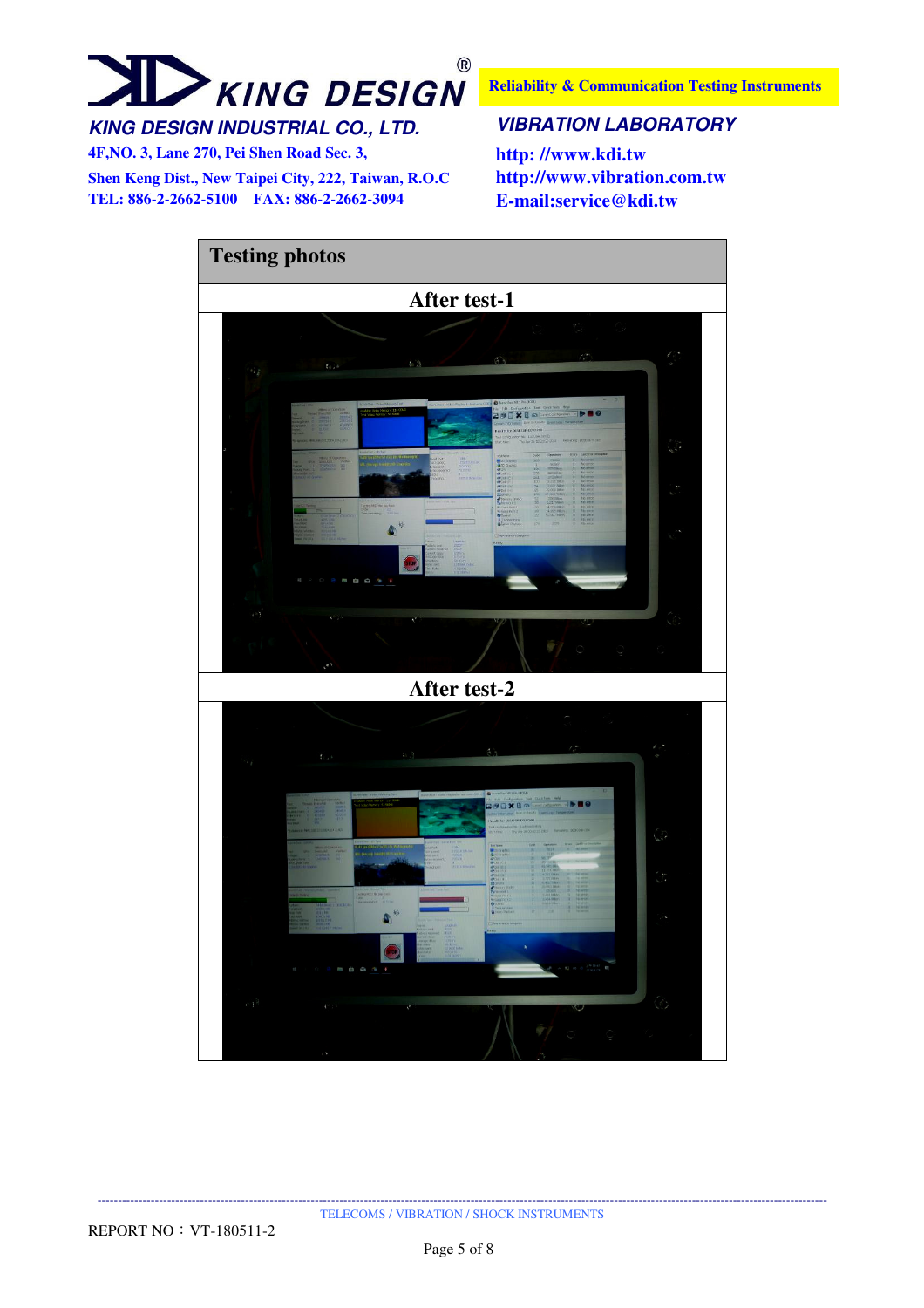KING DESIGN®

**KING DESIGN INDUSTRIAL CO., LTD.**

4F,NO. 3, Lane 270, Pei Shen Road Sec. 3,

Shen Keng Dist., New Taipei City, 222, Taiwan, R.O.C

TEL: 886-2-2662-5100 FAX: 886-2-2662-3094

**Reliability & Communication Testing Instruments**

**VIBRATION LABORATORY**

http: //www.kdi.tw

http://www.vibration.com.tw

E-mail:service@kdi.tw

| Testing photos |
|---|
| After test-1 |
| |
| After test-2 |
| |

TELECOMS / VIBRATION / SHOCK INSTRUMENTS

REPORT NO：VT-180511-2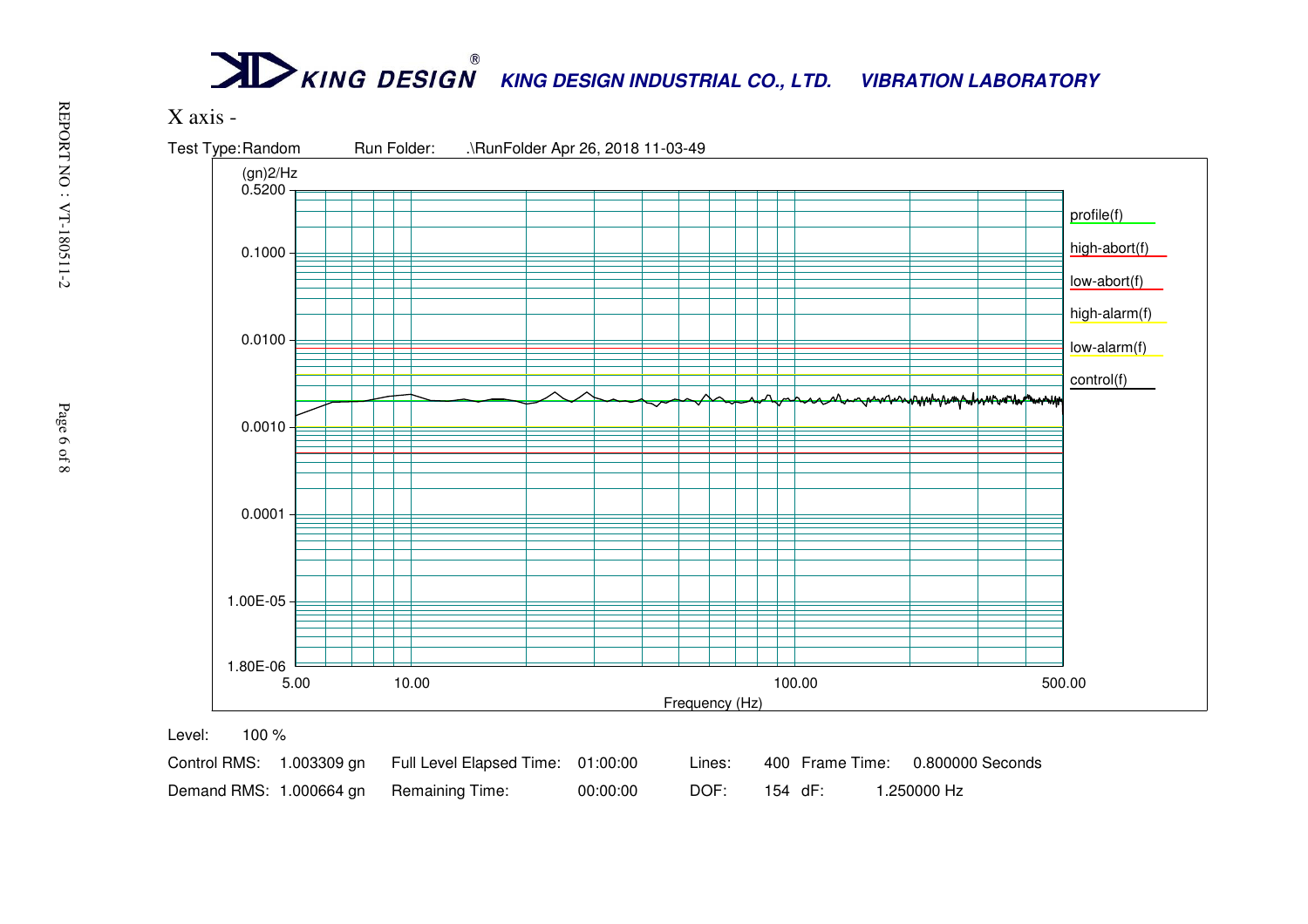**KING DESIGN INDUSTRIAL CO., LTD. VIBRATION LABORATORY**

X axis -

Test Type: Random    Run Folder: .\RunFolder Apr 26, 2018 11-03-49

(gn)2/Hz

0.5200

0.1000

0.0100

0.0010

0.0001

1.00E-05

1.80E-06

5.00    10.00    100.00    500.00

Frequency (Hz)

profile(f)

high-abort(f)

low-abort(f)

high-alarm(f)

low-alarm(f)

control(f)

Level: 100 %

| Control RMS: | 1.003309 gn | Full Level Elapsed Time: | 01:00:00 | Lines: | 400 | Frame Time: | 0.800000 Seconds |
|---|---|---|---|---|---|---|---|
| Demand RMS: | 1.000664 gn | Remaining Time: | 00:00:00 | DOF: | 154 | dF: | 1.250000 Hz |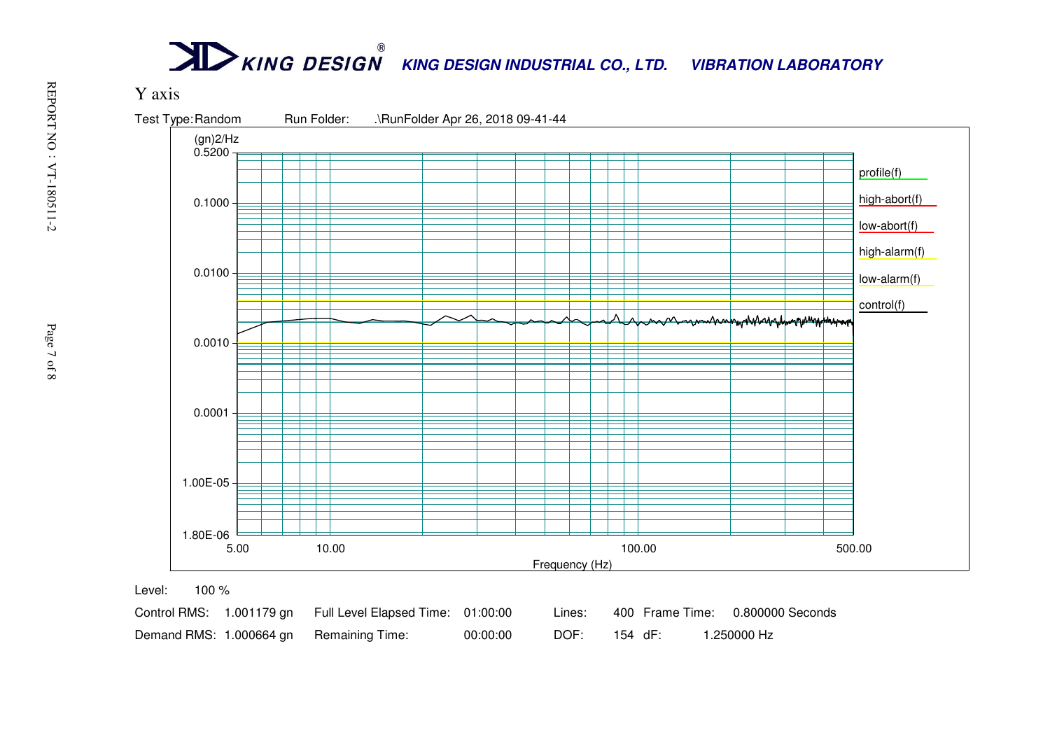**KING DESIGN INDUSTRIAL CO., LTD. VIBRATION LABORATORY**

Y axis

Test Type: Random    Run Folder: .\RunFolder Apr 26, 2018 09-41-44

(gn)2/Hz

0.5200

0.1000

0.0100

0.0010

0.0001

1.00E-05

1.80E-06

5.00    10.00    100.00    500.00

Frequency (Hz)

profile(f)

high-abort(f)

low-abort(f)

high-alarm(f)

low-alarm(f)

control(f)

| Level: | 100 % | | | | | | |
|---|---|---|---|---|---|---|---|
| Control RMS: | 1.001179 gn | Full Level Elapsed Time: | 01:00:00 | Lines: | 400 | Frame Time: | 0.800000 Seconds |
| Demand RMS: | 1.000664 gn | Remaining Time: | 00:00:00 | DOF: | 154 | dF: | 1.250000 Hz |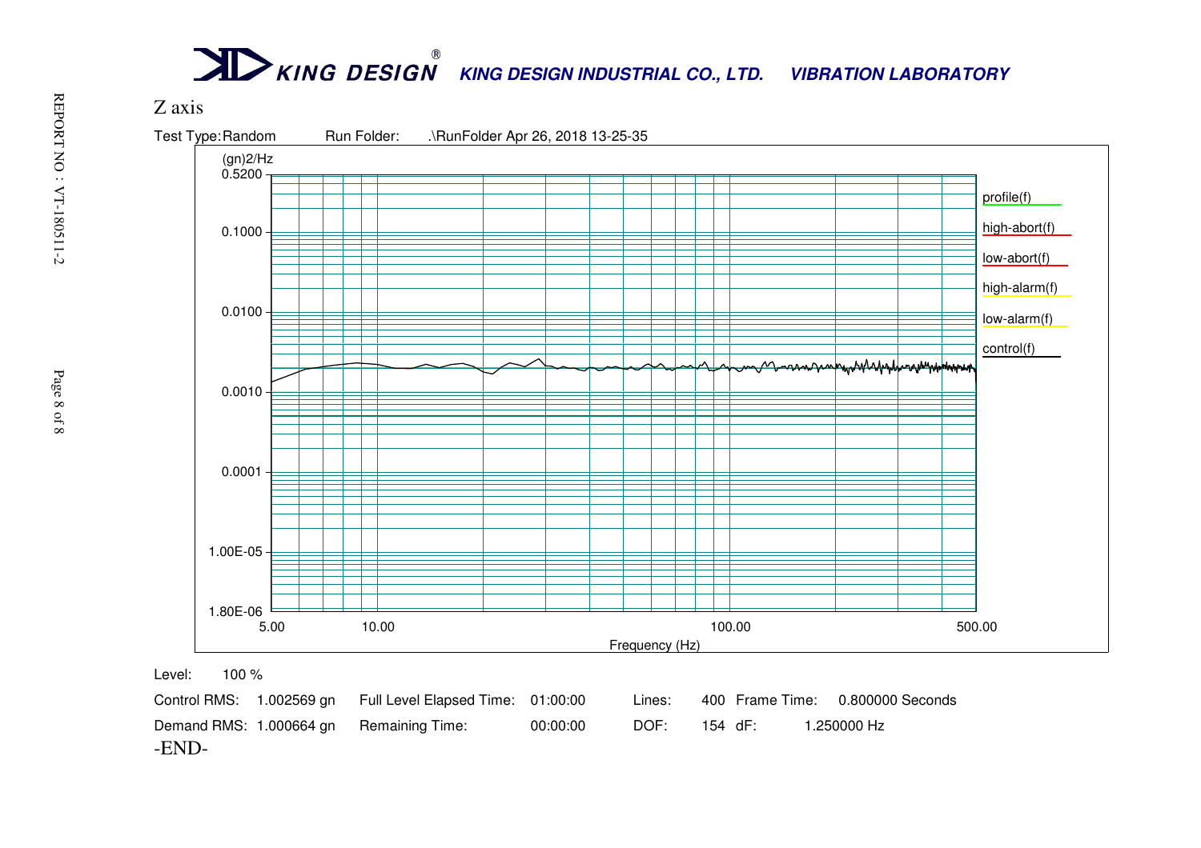KING DESIGN® KING DESIGN INDUSTRIAL CO., LTD. VIBRATION LABORATORY

Z axis

Test Type: Random Run Folder: .\RunFolder Apr 26, 2018 13-25-35

(gn)2/Hz

0.5200
0.1000
0.0100
0.0010
0.0001
1.00E-05
1.80E-06

5.00
10.00
100.00
500.00

Frequency (Hz)

profile(f)
high-abort(f)
low-abort(f)
high-alarm(f)
low-alarm(f)
control(f)

Level: 100 %

Control RMS: 1.002569 gn Full Level Elapsed Time: 01:00:00 Lines: 400 Frame Time: 0.800000 Seconds

Demand RMS: 1.000664 gn Remaining Time: 00:00:00 DOF: 154 dF: 1.250000 Hz

-END-